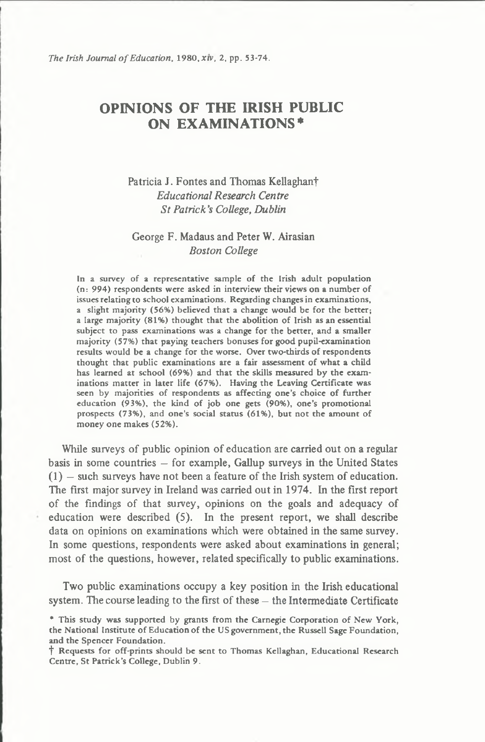# OPINIONS OF THE IRISH PUBLIC ON EXAMINATIONS*

Patricia J. Fontes and Thomas Kellaghan†
*Educational Research Centre*
*St Patrick's College, Dublin*

George F. Madaus and Peter W. Airasian
*Boston College*

In a survey of a representative sample of the Irish adult population (n: 994) respondents were asked in interview their views on a number of issues relating to school examinations. Regarding changes in examinations, a slight majority (56%) believed that a change would be for the better; a large majority (81%) thought that the abolition of Irish as an essential subject to pass examinations was a change for the better, and a smaller majority (57%) that paying teachers bonuses for good pupil-examination results would be a change for the worse. Over two-thirds of respondents thought that public examinations are a fair assessment of what a child has learned at school (69%) and that the skills measured by the examinations matter in later life (67%). Having the Leaving Certificate was seen by majorities of respondents as affecting one's choice of further education (93%), the kind of job one gets (90%), one's promotional prospects (73%), and one's social status (61%), but not the amount of money one makes (52%).

While surveys of public opinion of education are carried out on a regular basis in some countries – for example, Gallup surveys in the United States (1) – such surveys have not been a feature of the Irish system of education. The first major survey in Ireland was carried out in 1974. In the first report of the findings of that survey, opinions on the goals and adequacy of education were described (5). In the present report, we shall describe data on opinions on examinations which were obtained in the same survey. In some questions, respondents were asked about examinations in general; most of the questions, however, related specifically to public examinations.

Two public examinations occupy a key position in the Irish educational system. The course leading to the first of these – the Intermediate Certificate

\* This study was supported by grants from the Carnegie Corporation of New York, the National Institute of Education of the US government, the Russell Sage Foundation, and the Spencer Foundation.

† Requests for off-prints should be sent to Thomas Kellaghan, Educational Research Centre, St Patrick's College, Dublin 9.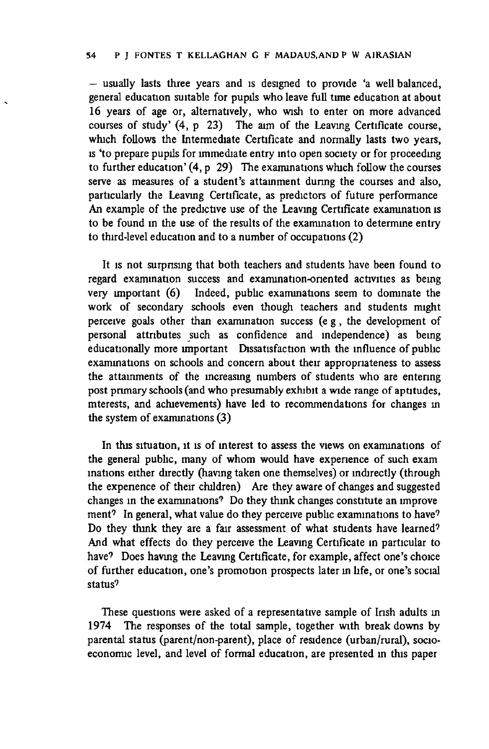– usually lasts three years and is designed to provide 'a well balanced, general education suitable for pupils who leave full time education at about 16 years of age or, alternatively, who wish to enter on more advanced courses of study' (4, p 23) The aim of the Leaving Certificate course, which follows the Intermediate Certificate and normally lasts two years, is 'to prepare pupils for immediate entry into open society or for proceeding to further education' (4, p 29) The examinations which follow the courses serve as measures of a student's attainment during the courses and also, particularly the Leaving Certificate, as predictors of future performance An example of the predictive use of the Leaving Certificate examination is to be found in the use of the results of the examination to determine entry to third-level education and to a number of occupations (2)

It is not surprising that both teachers and students have been found to regard examination success and examination-oriented activities as being very important (6) Indeed, public examinations seem to dominate the work of secondary schools even though teachers and students might perceive goals other than examination success (e g , the development of personal attributes such as confidence and independence) as being educationally more important Dissatisfaction with the influence of public examinations on schools and concern about their appropriateness to assess the attainments of the increasing numbers of students who are entering post primary schools (and who presumably exhibit a wide range of aptitudes, interests, and achievements) have led to recommendations for changes in the system of examinations (3)

In this situation, it is of interest to assess the views on examinations of the general public, many of whom would have experience of such examinations either directly (having taken one themselves) or indirectly (through the experience of their children) Are they aware of changes and suggested changes in the examinations? Do they think changes constitute an improvement? In general, what value do they perceive public examinations to have? Do they think they are a fair assessment of what students have learned? And what effects do they perceive the Leaving Certificate in particular to have? Does having the Leaving Certificate, for example, affect one's choice of further education, one's promotion prospects later in life, or one's social status?

These questions were asked of a representative sample of Irish adults in 1974 The responses of the total sample, together with break downs by parental status (parent/non-parent), place of residence (urban/rural), socio-economic level, and level of formal education, are presented in this paper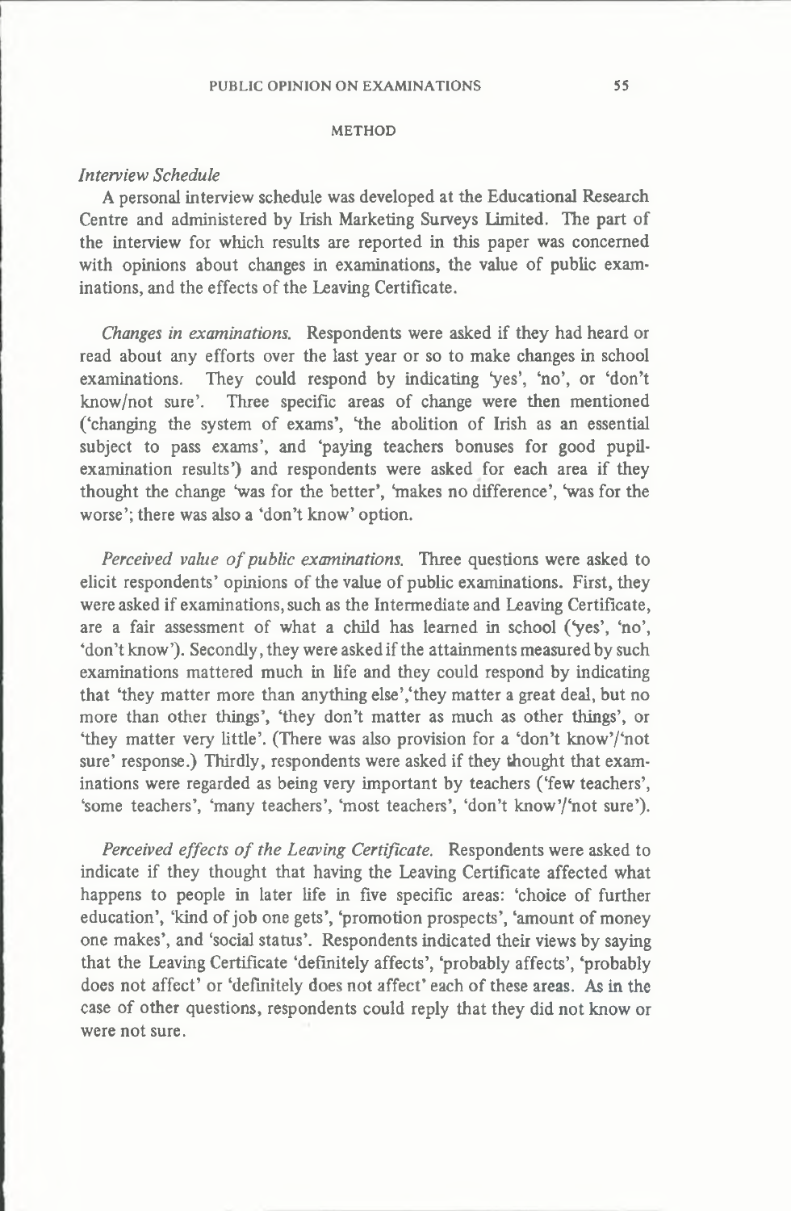## METHOD

### *Interview Schedule*

A personal interview schedule was developed at the Educational Research Centre and administered by Irish Marketing Surveys Limited. The part of the interview for which results are reported in this paper was concerned with opinions about changes in examinations, the value of public examinations, and the effects of the Leaving Certificate.

*Changes in examinations.* Respondents were asked if they had heard or read about any efforts over the last year or so to make changes in school examinations. They could respond by indicating 'yes', 'no', or 'don't know/not sure'. Three specific areas of change were then mentioned ('changing the system of exams', 'the abolition of Irish as an essential subject to pass exams', and 'paying teachers bonuses for good pupil-examination results') and respondents were asked for each area if they thought the change 'was for the better', 'makes no difference', 'was for the worse'; there was also a 'don't know' option.

*Perceived value of public examinations.* Three questions were asked to elicit respondents' opinions of the value of public examinations. First, they were asked if examinations, such as the Intermediate and Leaving Certificate, are a fair assessment of what a child has learned in school ('yes', 'no', 'don't know'). Secondly, they were asked if the attainments measured by such examinations mattered much in life and they could respond by indicating that 'they matter more than anything else','they matter a great deal, but no more than other things', 'they don't matter as much as other things', or 'they matter very little'. (There was also provision for a 'don't know'/'not sure' response.) Thirdly, respondents were asked if they thought that examinations were regarded as being very important by teachers ('few teachers', 'some teachers', 'many teachers', 'most teachers', 'don't know'/'not sure').

*Perceived effects of the Leaving Certificate.* Respondents were asked to indicate if they thought that having the Leaving Certificate affected what happens to people in later life in five specific areas: 'choice of further education', 'kind of job one gets', 'promotion prospects', 'amount of money one makes', and 'social status'. Respondents indicated their views by saying that the Leaving Certificate 'definitely affects', 'probably affects', 'probably does not affect' or 'definitely does not affect' each of these areas. As in the case of other questions, respondents could reply that they did not know or were not sure.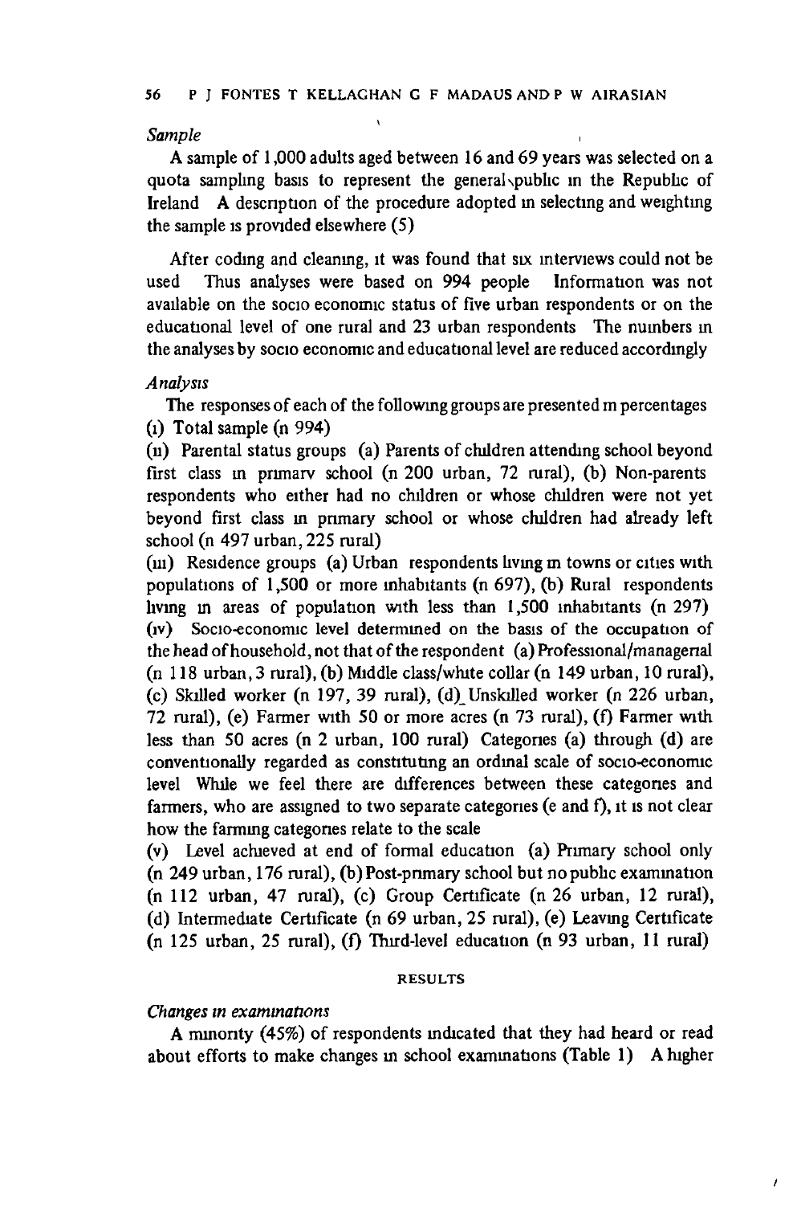*Sample*

A sample of 1,000 adults aged between 16 and 69 years was selected on a quota sampling basis to represent the general public in the Republic of Ireland A description of the procedure adopted in selecting and weighting the sample is provided elsewhere (5)

After coding and cleaning, it was found that six interviews could not be used Thus analyses were based on 994 people Information was not available on the socio economic status of five urban respondents or on the educational level of one rural and 23 urban respondents The numbers in the analyses by socio economic and educational level are reduced accordingly

*Analysis*

The responses of each of the following groups are presented in percentages

(i) Total sample (n 994)

(ii) Parental status groups (a) Parents of children attending school beyond first class in primary school (n 200 urban, 72 rural), (b) Non-parents respondents who either had no children or whose children were not yet beyond first class in primary school or whose children had already left school (n 497 urban, 225 rural)

(iii) Residence groups (a) Urban respondents living in towns or cities with populations of 1,500 or more inhabitants (n 697), (b) Rural respondents living in areas of population with less than 1,500 inhabitants (n 297)

(iv) Socio-economic level determined on the basis of the occupation of the head of household, not that of the respondent (a) Professional/managerial (n 118 urban, 3 rural), (b) Middle class/white collar (n 149 urban, 10 rural), (c) Skilled worker (n 197, 39 rural), (d) Unskilled worker (n 226 urban, 72 rural), (e) Farmer with 50 or more acres (n 73 rural), (f) Farmer with less than 50 acres (n 2 urban, 100 rural) Categories (a) through (d) are conventionally regarded as constituting an ordinal scale of socio-economic level While we feel there are differences between these categories and farmers, who are assigned to two separate categories (e and f), it is not clear how the farming categories relate to the scale

(v) Level achieved at end of formal education (a) Primary school only (n 249 urban, 176 rural), (b) Post-primary school but no public examination (n 112 urban, 47 rural), (c) Group Certificate (n 26 urban, 12 rural), (d) Intermediate Certificate (n 69 urban, 25 rural), (e) Leaving Certificate (n 125 urban, 25 rural), (f) Third-level education (n 93 urban, 11 rural)

## RESULTS

*Changes in examinations*

A minority (45%) of respondents indicated that they had heard or read about efforts to make changes in school examinations (Table 1) A higher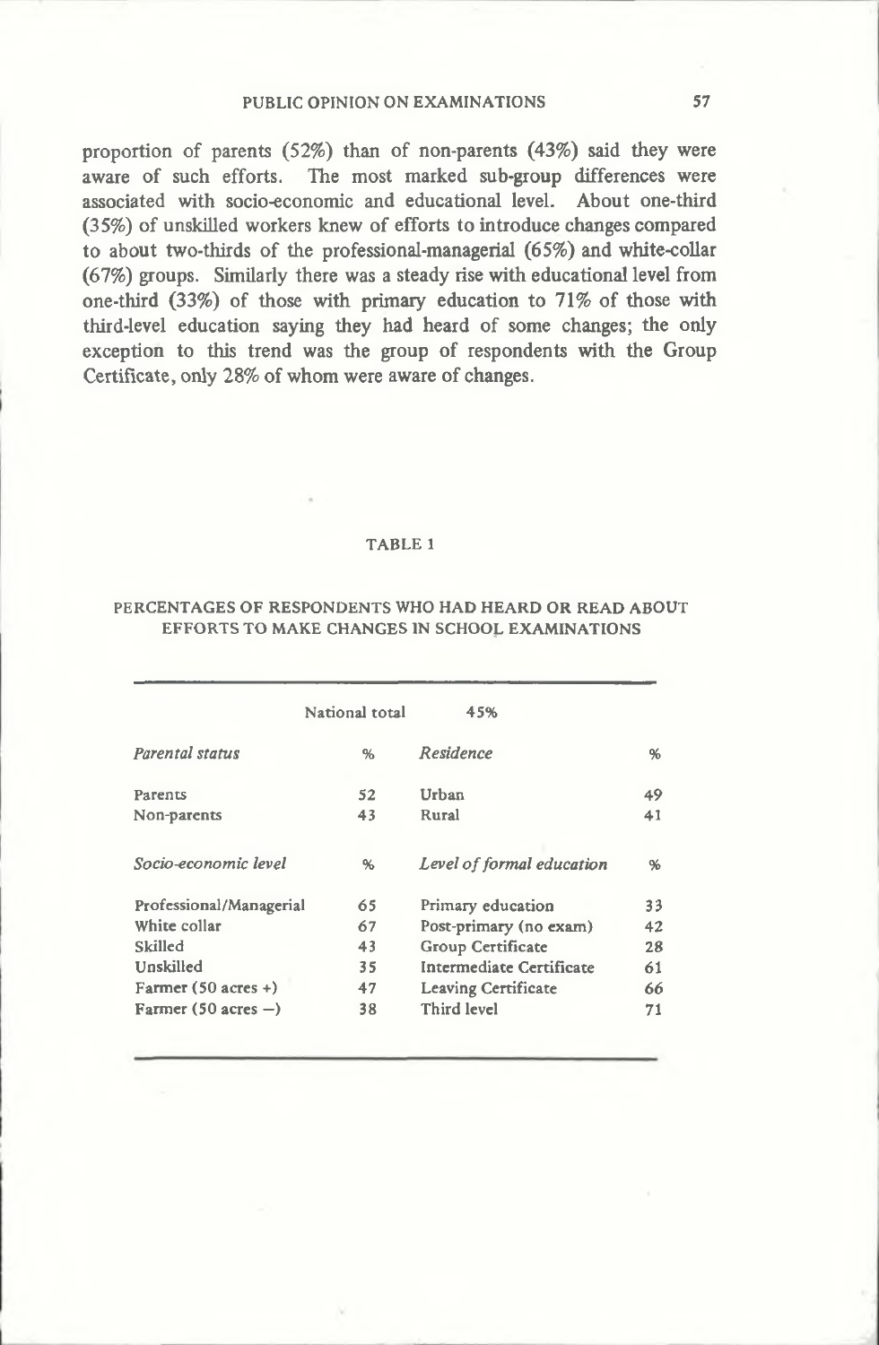proportion of parents (52%) than of non-parents (43%) said they were aware of such efforts. The most marked sub-group differences were associated with socio-economic and educational level. About one-third (35%) of unskilled workers knew of efforts to introduce changes compared to about two-thirds of the professional-managerial (65%) and white-collar (67%) groups. Similarly there was a steady rise with educational level from one-third (33%) of those with primary education to 71% of those with third-level education saying they had heard of some changes; the only exception to this trend was the group of respondents with the Group Certificate, only 28% of whom were aware of changes.

TABLE 1

PERCENTAGES OF RESPONDENTS WHO HAD HEARD OR READ ABOUT EFFORTS TO MAKE CHANGES IN SCHOOL EXAMINATIONS

| National total | | 45% | |
|---|---|---|---|
| *Parental status* | % | *Residence* | % |
| Parents | 52 | Urban | 49 |
| Non-parents | 43 | Rural | 41 |
| *Socio-economic level* | % | *Level of formal education* | % |
| Professional/Managerial | 65 | Primary education | 33 |
| White collar | 67 | Post-primary (no exam) | 42 |
| Skilled | 43 | Group Certificate | 28 |
| Unskilled | 35 | Intermediate Certificate | 61 |
| Farmer (50 acres +) | 47 | Leaving Certificate | 66 |
| Farmer (50 acres −) | 38 | Third level | 71 |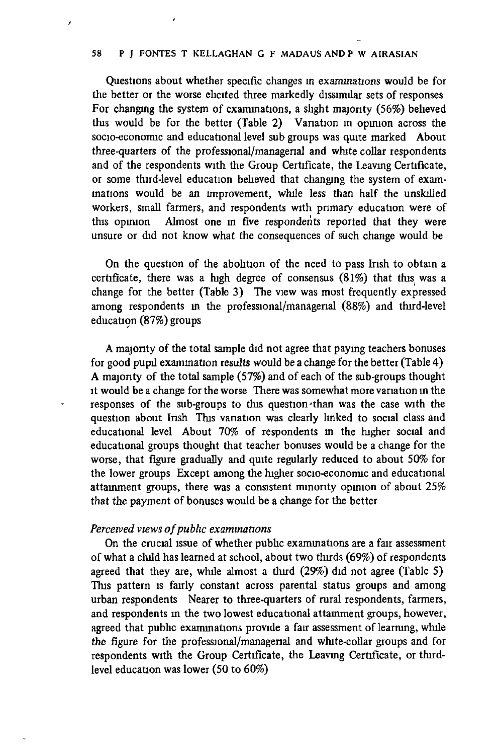Questions about whether specific changes in *examinations* would be for the better or the worse elicited three markedly dissimilar sets of responses For changing the system of examinations, a slight majority (56%) believed this would be for the better (Table 2) Variation in opinion across the socio-economic and educational level sub groups was quite marked About three-quarters of the professional/managerial and white collar respondents and of the respondents with the Group Certificate, the Leaving Certificate, or some third-level education believed that changing the system of examinations would be an improvement, while less than half the unskilled workers, small farmers, and respondents with primary education were of this opinion Almost one in five respondents reported that they were unsure or did not know what the consequences of such change would be

On the question of the abolition of the need to pass Irish to obtain a certificate, there was a high degree of consensus (81%) that this was a change for the better (Table 3) The view was most frequently expressed among respondents in the professional/managerial (88%) and third-level education (87%) groups

A majority of the total sample did not agree that paying teachers bonuses for good pupil examination results would be a change for the better (Table 4) A majority of the total sample (57%) and of each of the sub-groups thought it would be a change for the worse There was somewhat more variation in the responses of the sub-groups to this question than was the case with the question about Irish This variation was clearly linked to social class and educational level About 70% of respondents in the higher social and educational groups thought that teacher bonuses would be a change for the worse, that figure gradually and quite regularly reduced to about 50% for the lower groups Except among the higher socio-economic and educational attainment groups, there was a consistent minority opinion of about 25% that the payment of bonuses would be a change for the better

*Perceived views of public examinations*

On the crucial issue of whether public examinations are a fair assessment of what a child has learned at school, about two thirds (69%) of respondents agreed that they are, while almost a third (29%) did not agree (Table 5) This pattern is fairly constant across parental status groups and among urban respondents Nearer to three-quarters of rural respondents, farmers, and respondents in the two lowest educational attainment groups, however, agreed that public examinations provide a fair assessment of learning, while the figure for the professional/managerial and white-collar groups and for respondents with the Group Certificate, the Leaving Certificate, or third-level education was lower (50 to 60%)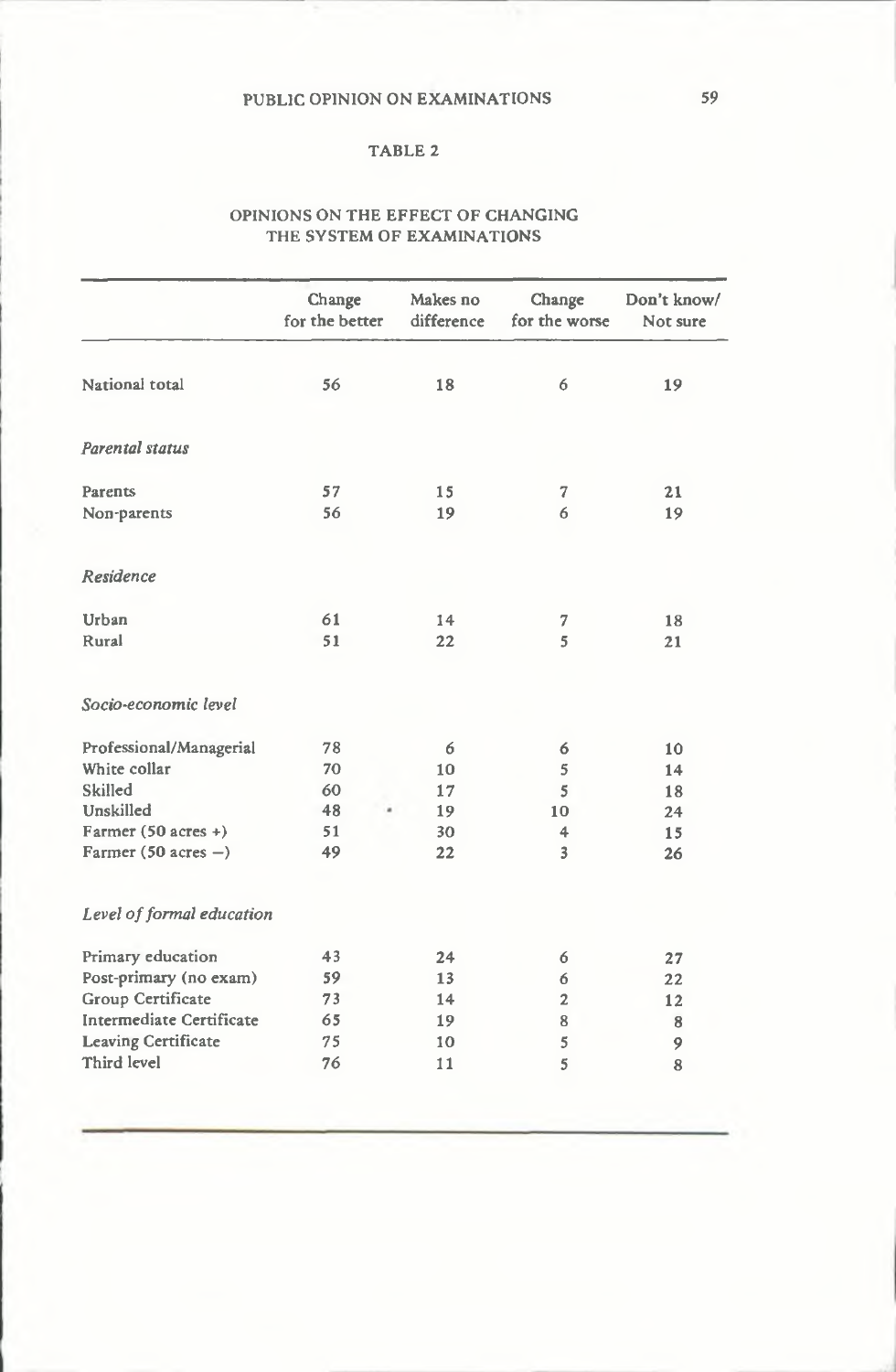TABLE 2

OPINIONS ON THE EFFECT OF CHANGING THE SYSTEM OF EXAMINATIONS

| | Change for the better | Makes no difference | Change for the worse | Don't know/ Not sure |
|---|---|---|---|---|
| National total | 56 | 18 | 6 | 19 |
| *Parental status* | | | | |
| Parents | 57 | 15 | 7 | 21 |
| Non-parents | 56 | 19 | 6 | 19 |
| *Residence* | | | | |
| Urban | 61 | 14 | 7 | 18 |
| Rural | 51 | 22 | 5 | 21 |
| *Socio-economic level* | | | | |
| Professional/Managerial | 78 | 6 | 6 | 10 |
| White collar | 70 | 10 | 5 | 14 |
| Skilled | 60 | 17 | 5 | 18 |
| Unskilled | 48 | 19 | 10 | 24 |
| Farmer (50 acres +) | 51 | 30 | 4 | 15 |
| Farmer (50 acres –) | 49 | 22 | 3 | 26 |
| *Level of formal education* | | | | |
| Primary education | 43 | 24 | 6 | 27 |
| Post-primary (no exam) | 59 | 13 | 6 | 22 |
| Group Certificate | 73 | 14 | 2 | 12 |
| Intermediate Certificate | 65 | 19 | 8 | 8 |
| Leaving Certificate | 75 | 10 | 5 | 9 |
| Third level | 76 | 11 | 5 | 8 |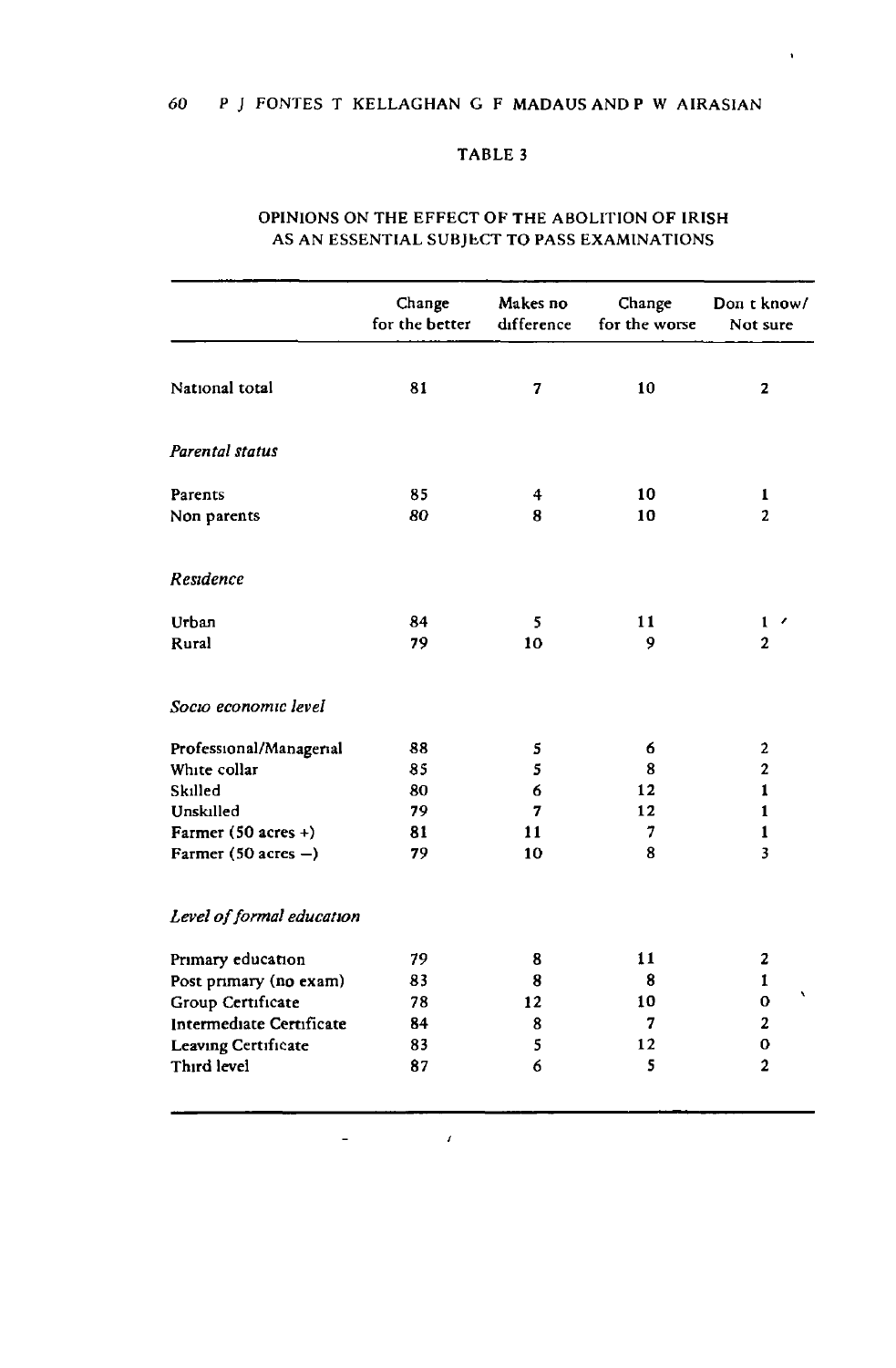TABLE 3

OPINIONS ON THE EFFECT OF THE ABOLITION OF IRISH AS AN ESSENTIAL SUBJECT TO PASS EXAMINATIONS

| | Change for the better | Makes no difference | Change for the worse | Don t know/ Not sure |
|---|---|---|---|---|
| National total | 81 | 7 | 10 | 2 |
| *Parental status* | | | | |
| Parents | 85 | 4 | 10 | 1 |
| Non parents | 80 | 8 | 10 | 2 |
| *Residence* | | | | |
| Urban | 84 | 5 | 11 | 1 |
| Rural | 79 | 10 | 9 | 2 |
| *Socio economic level* | | | | |
| Professional/Managerial | 88 | 5 | 6 | 2 |
| White collar | 85 | 5 | 8 | 2 |
| Skilled | 80 | 6 | 12 | 1 |
| Unskilled | 79 | 7 | 12 | 1 |
| Farmer (50 acres +) | 81 | 11 | 7 | 1 |
| Farmer (50 acres –) | 79 | 10 | 8 | 3 |
| *Level of formal education* | | | | |
| Primary education | 79 | 8 | 11 | 2 |
| Post primary (no exam) | 83 | 8 | 8 | 1 |
| Group Certificate | 78 | 12 | 10 | 0 |
| Intermediate Certificate | 84 | 8 | 7 | 2 |
| Leaving Certificate | 83 | 5 | 12 | 0 |
| Third level | 87 | 6 | 5 | 2 |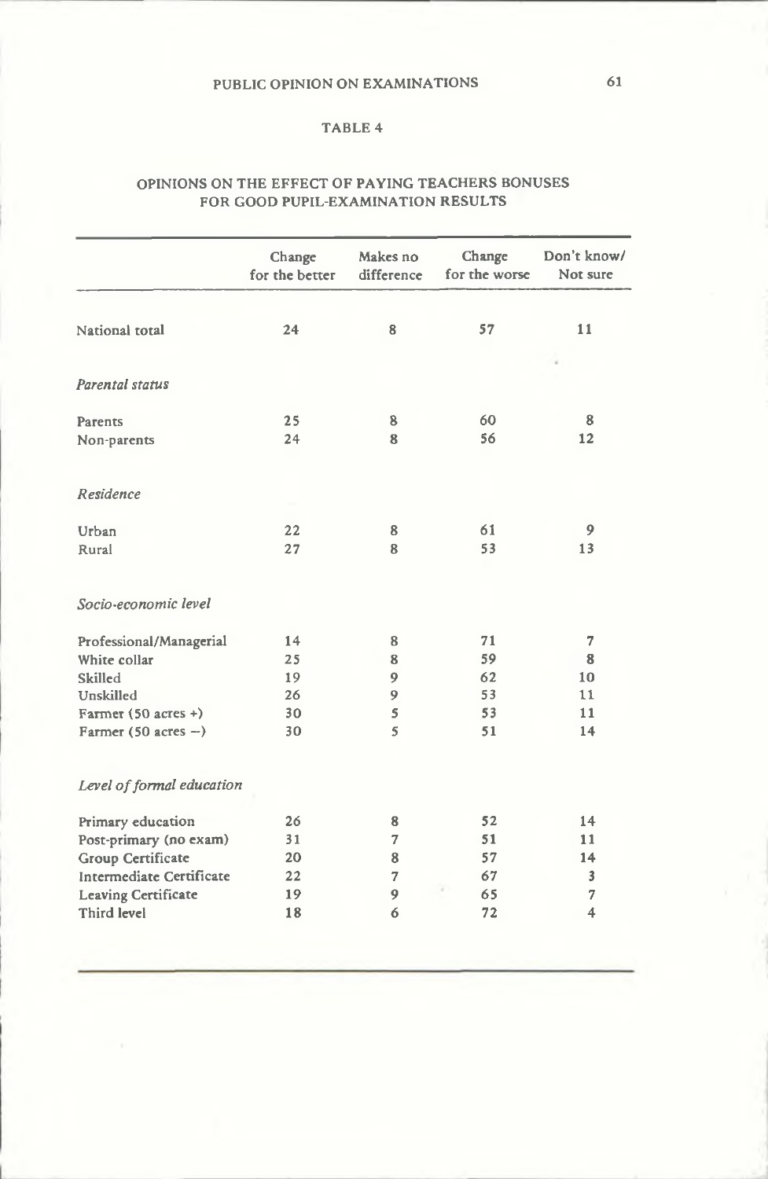TABLE 4

OPINIONS ON THE EFFECT OF PAYING TEACHERS BONUSES FOR GOOD PUPIL-EXAMINATION RESULTS

| | Change for the better | Makes no difference | Change for the worse | Don't know/ Not sure |
|---|---|---|---|---|
| National total | 24 | 8 | 57 | 11 |
| *Parental status* | | | | |
| Parents | 25 | 8 | 60 | 8 |
| Non-parents | 24 | 8 | 56 | 12 |
| *Residence* | | | | |
| Urban | 22 | 8 | 61 | 9 |
| Rural | 27 | 8 | 53 | 13 |
| *Socio-economic level* | | | | |
| Professional/Managerial | 14 | 8 | 71 | 7 |
| White collar | 25 | 8 | 59 | 8 |
| Skilled | 19 | 9 | 62 | 10 |
| Unskilled | 26 | 9 | 53 | 11 |
| Farmer (50 acres +) | 30 | 5 | 53 | 11 |
| Farmer (50 acres −) | 30 | 5 | 51 | 14 |
| *Level of formal education* | | | | |
| Primary education | 26 | 8 | 52 | 14 |
| Post-primary (no exam) | 31 | 7 | 51 | 11 |
| Group Certificate | 20 | 8 | 57 | 14 |
| Intermediate Certificate | 22 | 7 | 67 | 3 |
| Leaving Certificate | 19 | 9 | 65 | 7 |
| Third level | 18 | 6 | 72 | 4 |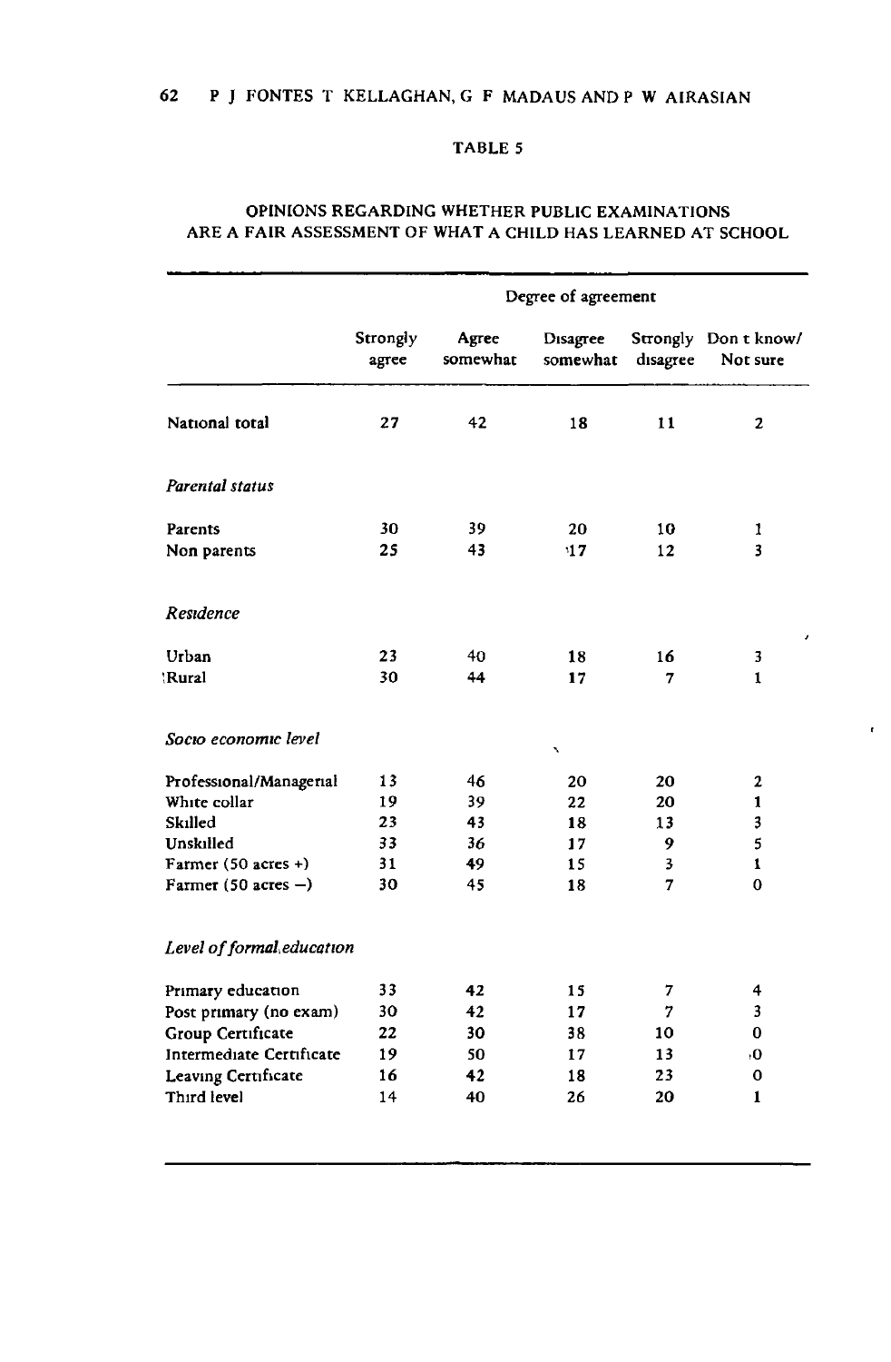TABLE 5

OPINIONS REGARDING WHETHER PUBLIC EXAMINATIONS ARE A FAIR ASSESSMENT OF WHAT A CHILD HAS LEARNED AT SCHOOL

| | Degree of agreement | | | | |
|---|---|---|---|---|---|
| | Strongly agree | Agree somewhat | Disagree somewhat | Strongly disagree | Don t know/ Not sure |
| National total | 27 | 42 | 18 | 11 | 2 |
| *Parental status* | | | | | |
| Parents | 30 | 39 | 20 | 10 | 1 |
| Non parents | 25 | 43 | 17 | 12 | 3 |
| *Residence* | | | | | |
| Urban | 23 | 40 | 18 | 16 | 3 |
| Rural | 30 | 44 | 17 | 7 | 1 |
| *Socio economic level* | | | | | |
| Professional/Managerial | 13 | 46 | 20 | 20 | 2 |
| White collar | 19 | 39 | 22 | 20 | 1 |
| Skilled | 23 | 43 | 18 | 13 | 3 |
| Unskilled | 33 | 36 | 17 | 9 | 5 |
| Farmer (50 acres +) | 31 | 49 | 15 | 3 | 1 |
| Farmer (50 acres −) | 30 | 45 | 18 | 7 | 0 |
| *Level of formal education* | | | | | |
| Primary education | 33 | 42 | 15 | 7 | 4 |
| Post primary (no exam) | 30 | 42 | 17 | 7 | 3 |
| Group Certificate | 22 | 30 | 38 | 10 | 0 |
| Intermediate Certificate | 19 | 50 | 17 | 13 | 0 |
| Leaving Certificate | 16 | 42 | 18 | 23 | 0 |
| Third level | 14 | 40 | 26 | 20 | 1 |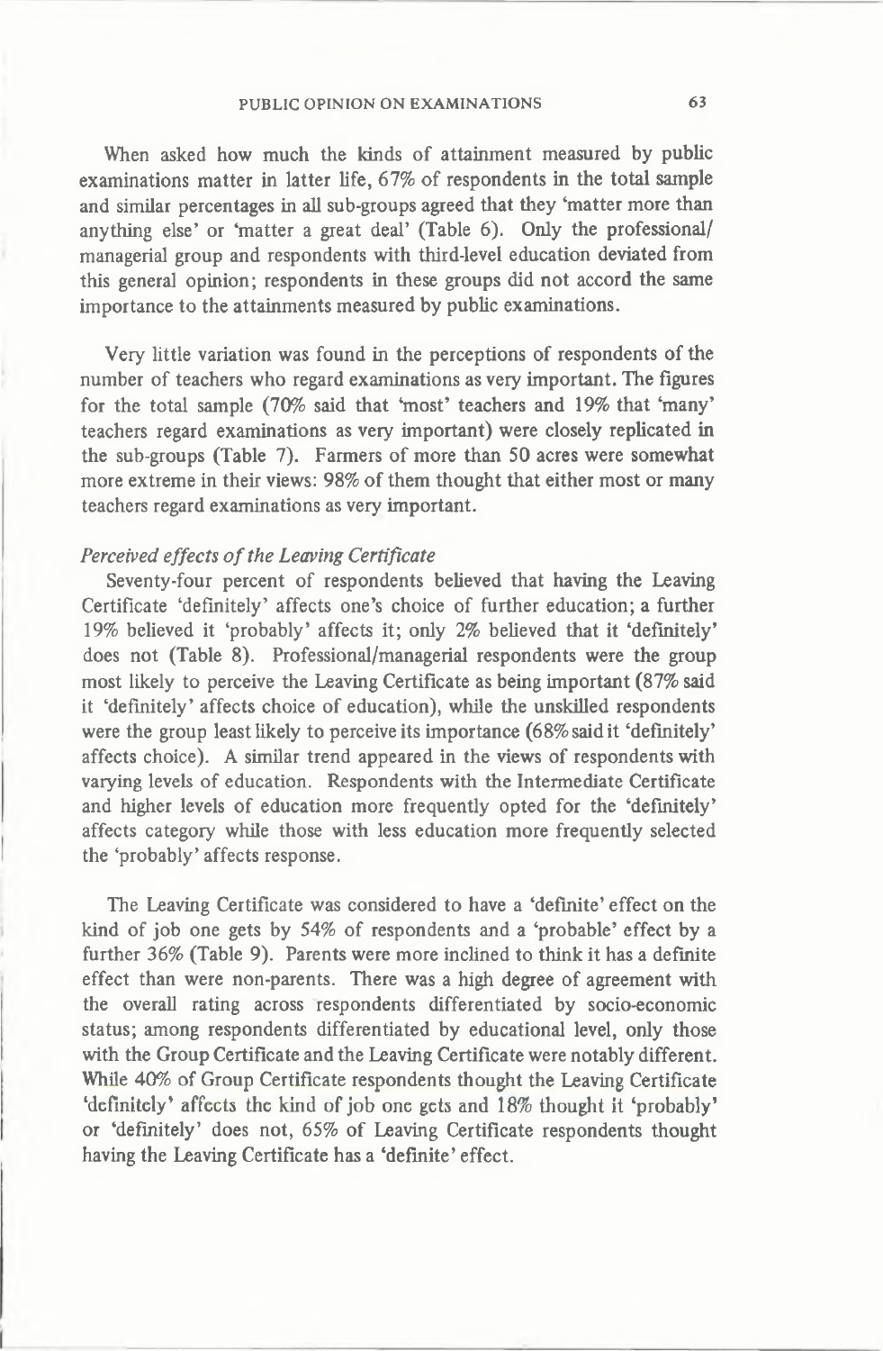When asked how much the kinds of attainment measured by public examinations matter in latter life, 67% of respondents in the total sample and similar percentages in all sub-groups agreed that they 'matter more than anything else' or 'matter a great deal' (Table 6). Only the professional/managerial group and respondents with third-level education deviated from this general opinion; respondents in these groups did not accord the same importance to the attainments measured by public examinations.

Very little variation was found in the perceptions of respondents of the number of teachers who regard examinations as very important. The figures for the total sample (70% said that 'most' teachers and 19% that 'many' teachers regard examinations as very important) were closely replicated in the sub-groups (Table 7). Farmers of more than 50 acres were somewhat more extreme in their views: 98% of them thought that either most or many teachers regard examinations as very important.

*Perceived effects of the Leaving Certificate*

Seventy-four percent of respondents believed that having the Leaving Certificate 'definitely' affects one's choice of further education; a further 19% believed it 'probably' affects it; only 2% believed that it 'definitely' does not (Table 8). Professional/managerial respondents were the group most likely to perceive the Leaving Certificate as being important (87% said it 'definitely' affects choice of education), while the unskilled respondents were the group least likely to perceive its importance (68% said it 'definitely' affects choice). A similar trend appeared in the views of respondents with varying levels of education. Respondents with the Intermediate Certificate and higher levels of education more frequently opted for the 'definitely' affects category while those with less education more frequently selected the 'probably' affects response.

The Leaving Certificate was considered to have a 'definite' effect on the kind of job one gets by 54% of respondents and a 'probable' effect by a further 36% (Table 9). Parents were more inclined to think it has a definite effect than were non-parents. There was a high degree of agreement with the overall rating across respondents differentiated by socio-economic status; among respondents differentiated by educational level, only those with the Group Certificate and the Leaving Certificate were notably different. While 40% of Group Certificate respondents thought the Leaving Certificate 'definitely' affects the kind of job one gets and 18% thought it 'probably' or 'definitely' does not, 65% of Leaving Certificate respondents thought having the Leaving Certificate has a 'definite' effect.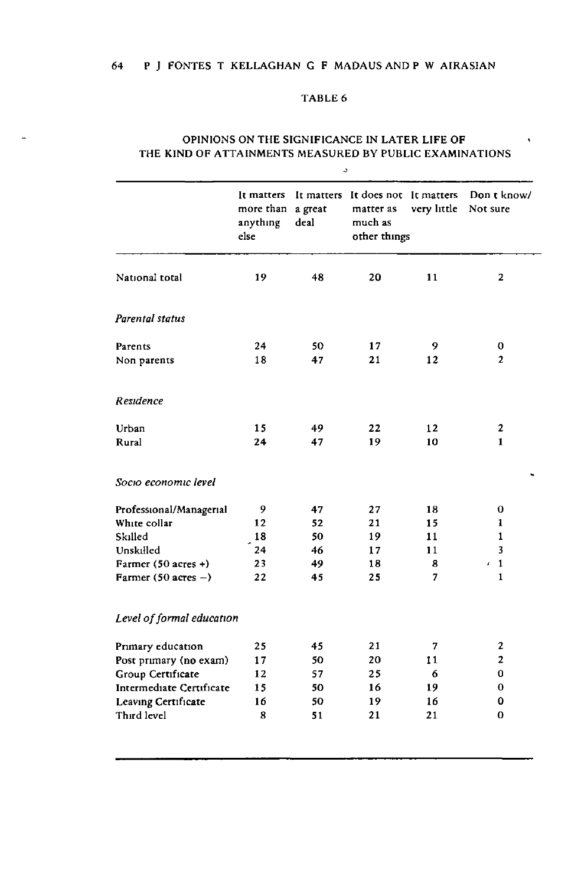TABLE 6

OPINIONS ON THE SIGNIFICANCE IN LATER LIFE OF THE KIND OF ATTAINMENTS MEASURED BY PUBLIC EXAMINATIONS

| | It matters more than anything else | It matters a great deal | It does not matter as much as other things | It matters very little | Don t know/ Not sure |
|---|---|---|---|---|---|
| National total | 19 | 48 | 20 | 11 | 2 |
| *Parental status* | | | | | |
| Parents | 24 | 50 | 17 | 9 | 0 |
| Non parents | 18 | 47 | 21 | 12 | 2 |
| *Residence* | | | | | |
| Urban | 15 | 49 | 22 | 12 | 2 |
| Rural | 24 | 47 | 19 | 10 | 1 |
| *Socio economic level* | | | | | |
| Professional/Managerial | 9 | 47 | 27 | 18 | 0 |
| White collar | 12 | 52 | 21 | 15 | 1 |
| Skilled | 18 | 50 | 19 | 11 | 1 |
| Unskilled | 24 | 46 | 17 | 11 | 3 |
| Farmer (50 acres +) | 23 | 49 | 18 | 8 | 1 |
| Farmer (50 acres −) | 22 | 45 | 25 | 7 | 1 |
| *Level of formal education* | | | | | |
| Primary education | 25 | 45 | 21 | 7 | 2 |
| Post primary (no exam) | 17 | 50 | 20 | 11 | 2 |
| Group Certificate | 12 | 57 | 25 | 6 | 0 |
| Intermediate Certificate | 15 | 50 | 16 | 19 | 0 |
| Leaving Certificate | 16 | 50 | 19 | 16 | 0 |
| Third level | 8 | 51 | 21 | 21 | 0 |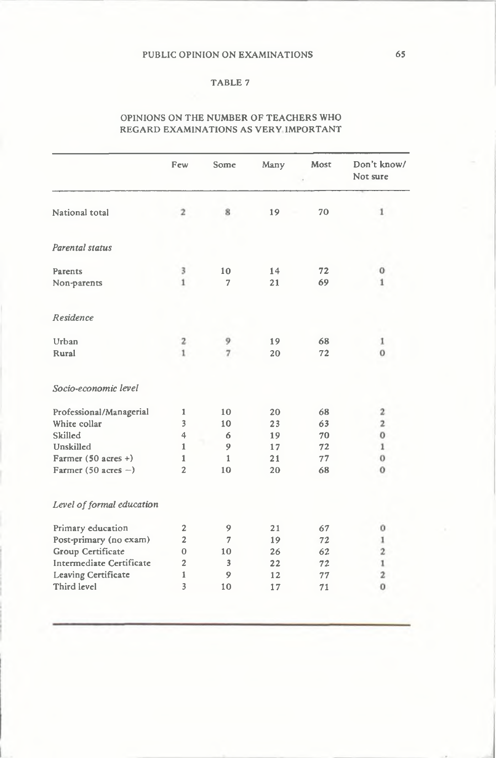TABLE 7

OPINIONS ON THE NUMBER OF TEACHERS WHO REGARD EXAMINATIONS AS VERY IMPORTANT

| | Few | Some | Many | Most | Don't know/ Not sure |
|---|---|---|---|---|---|
| National total | 2 | 8 | 19 | 70 | 1 |
| *Parental status* | | | | | |
| Parents | 3 | 10 | 14 | 72 | 0 |
| Non-parents | 1 | 7 | 21 | 69 | 1 |
| *Residence* | | | | | |
| Urban | 2 | 9 | 19 | 68 | 1 |
| Rural | 1 | 7 | 20 | 72 | 0 |
| *Socio-economic level* | | | | | |
| Professional/Managerial | 1 | 10 | 20 | 68 | 2 |
| White collar | 3 | 10 | 23 | 63 | 2 |
| Skilled | 4 | 6 | 19 | 70 | 0 |
| Unskilled | 1 | 9 | 17 | 72 | 1 |
| Farmer (50 acres +) | 1 | 1 | 21 | 77 | 0 |
| Farmer (50 acres −) | 2 | 10 | 20 | 68 | 0 |
| *Level of formal education* | | | | | |
| Primary education | 2 | 9 | 21 | 67 | 0 |
| Post-primary (no exam) | 2 | 7 | 19 | 72 | 1 |
| Group Certificate | 0 | 10 | 26 | 62 | 2 |
| Intermediate Certificate | 2 | 3 | 22 | 72 | 1 |
| Leaving Certificate | 1 | 9 | 12 | 77 | 2 |
| Third level | 3 | 10 | 17 | 71 | 0 |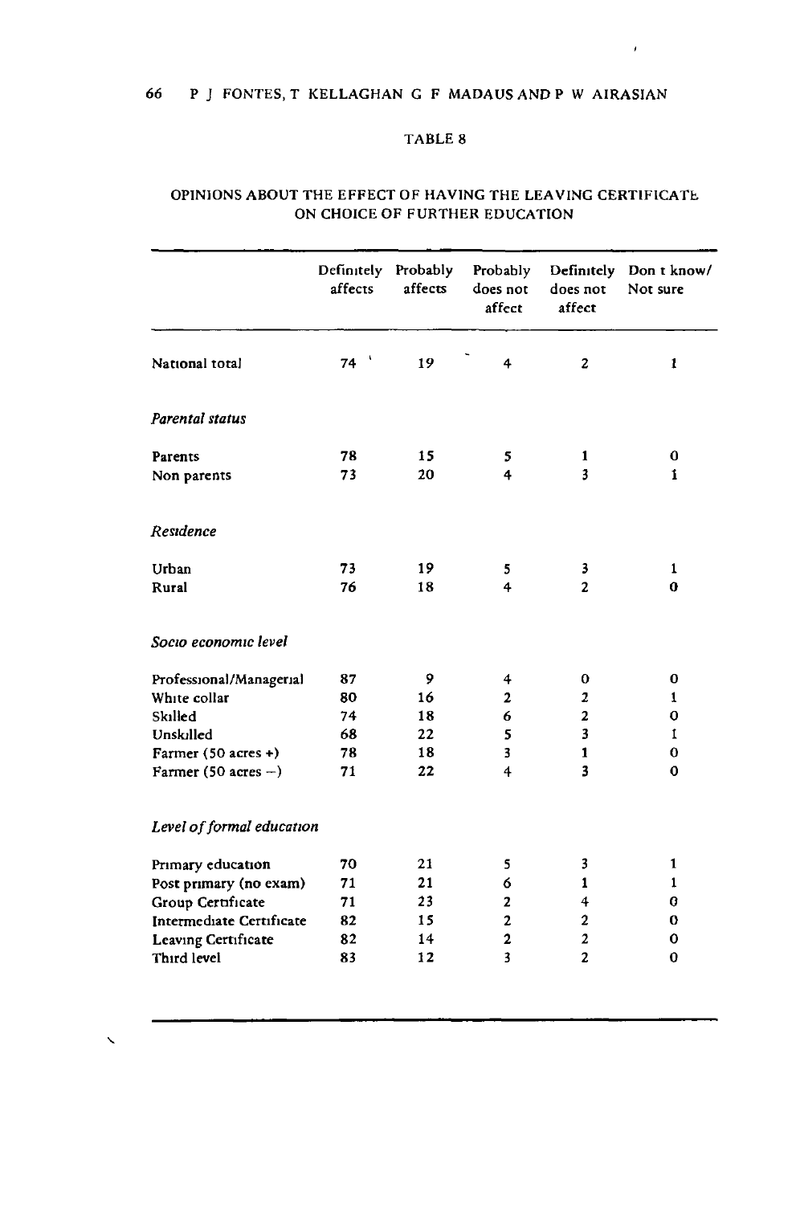TABLE 8

OPINIONS ABOUT THE EFFECT OF HAVING THE LEAVING CERTIFICATE ON CHOICE OF FURTHER EDUCATION

| | Definitely affects | Probably affects | Probably does not affect | Definitely does not affect | Don t know/ Not sure |
|---|---|---|---|---|---|
| National total | 74 | 19 | 4 | 2 | 1 |
| *Parental status* | | | | | |
| Parents | 78 | 15 | 5 | 1 | 0 |
| Non parents | 73 | 20 | 4 | 3 | 1 |
| *Residence* | | | | | |
| Urban | 73 | 19 | 5 | 3 | 1 |
| Rural | 76 | 18 | 4 | 2 | 0 |
| *Socio economic level* | | | | | |
| Professional/Managerial | 87 | 9 | 4 | 0 | 0 |
| White collar | 80 | 16 | 2 | 2 | 1 |
| Skilled | 74 | 18 | 6 | 2 | 0 |
| Unskilled | 68 | 22 | 5 | 3 | 1 |
| Farmer (50 acres +) | 78 | 18 | 3 | 1 | 0 |
| Farmer (50 acres −) | 71 | 22 | 4 | 3 | 0 |
| *Level of formal education* | | | | | |
| Primary education | 70 | 21 | 5 | 3 | 1 |
| Post primary (no exam) | 71 | 21 | 6 | 1 | 1 |
| Group Certificate | 71 | 23 | 2 | 4 | 0 |
| Intermediate Certificate | 82 | 15 | 2 | 2 | 0 |
| Leaving Certificate | 82 | 14 | 2 | 2 | 0 |
| Third level | 83 | 12 | 3 | 2 | 0 |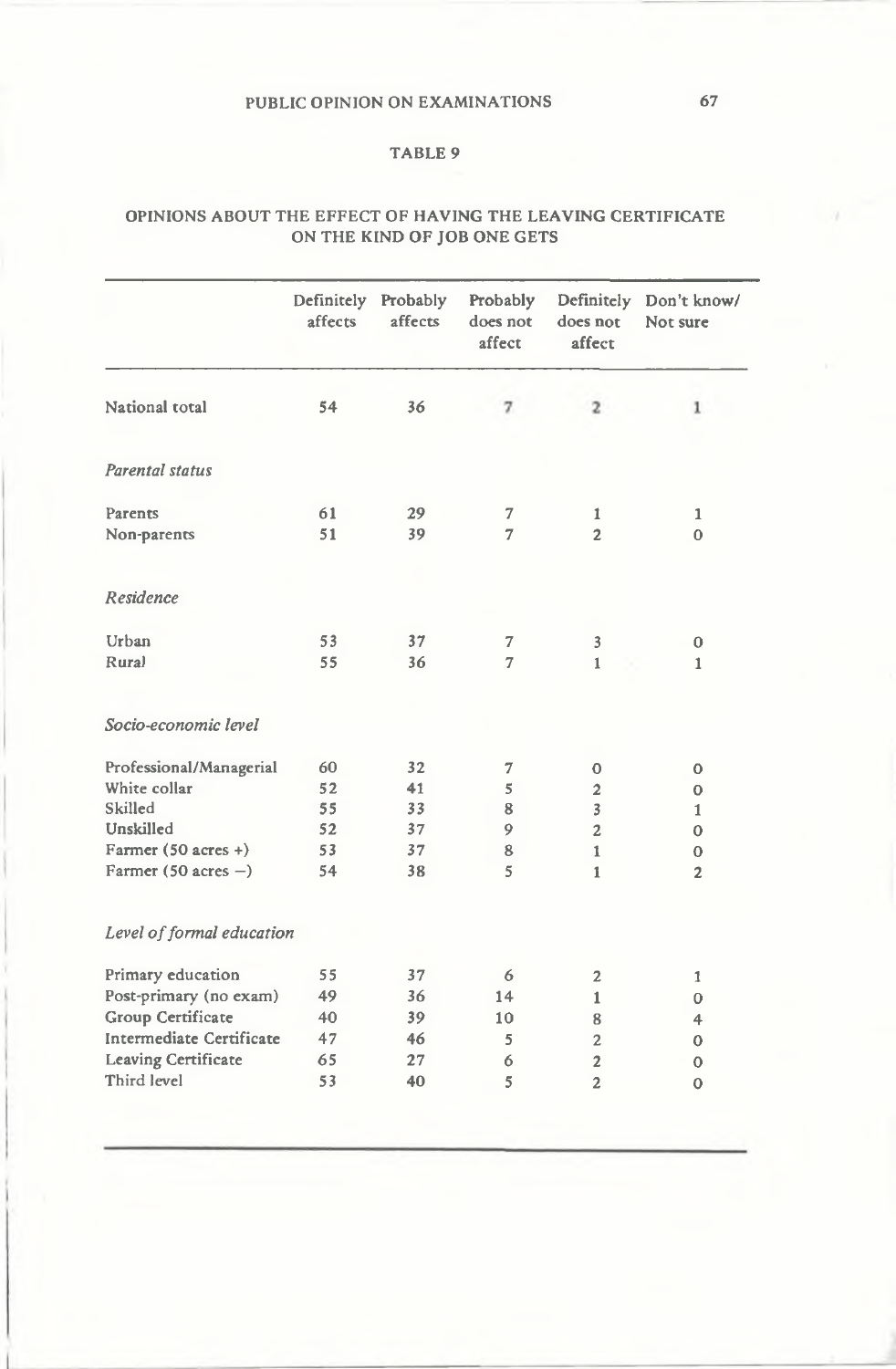## TABLE 9

### OPINIONS ABOUT THE EFFECT OF HAVING THE LEAVING CERTIFICATE ON THE KIND OF JOB ONE GETS

| | Definitely affects | Probably affects | Probably does not affect | Definitely does not affect | Don't know/ Not sure |
|---|---|---|---|---|---|
| National total | 54 | 36 | 7 | 2 | 1 |
| *Parental status* | | | | | |
| Parents | 61 | 29 | 7 | 1 | 1 |
| Non-parents | 51 | 39 | 7 | 2 | 0 |
| *Residence* | | | | | |
| Urban | 53 | 37 | 7 | 3 | 0 |
| Rural | 55 | 36 | 7 | 1 | 1 |
| *Socio-economic level* | | | | | |
| Professional/Managerial | 60 | 32 | 7 | 0 | 0 |
| White collar | 52 | 41 | 5 | 2 | 0 |
| Skilled | 55 | 33 | 8 | 3 | 1 |
| Unskilled | 52 | 37 | 9 | 2 | 0 |
| Farmer (50 acres +) | 53 | 37 | 8 | 1 | 0 |
| Farmer (50 acres −) | 54 | 38 | 5 | 1 | 2 |
| *Level of formal education* | | | | | |
| Primary education | 55 | 37 | 6 | 2 | 1 |
| Post-primary (no exam) | 49 | 36 | 14 | 1 | 0 |
| Group Certificate | 40 | 39 | 10 | 8 | 4 |
| Intermediate Certificate | 47 | 46 | 5 | 2 | 0 |
| Leaving Certificate | 65 | 27 | 6 | 2 | 0 |
| Third level | 53 | 40 | 5 | 2 | 0 |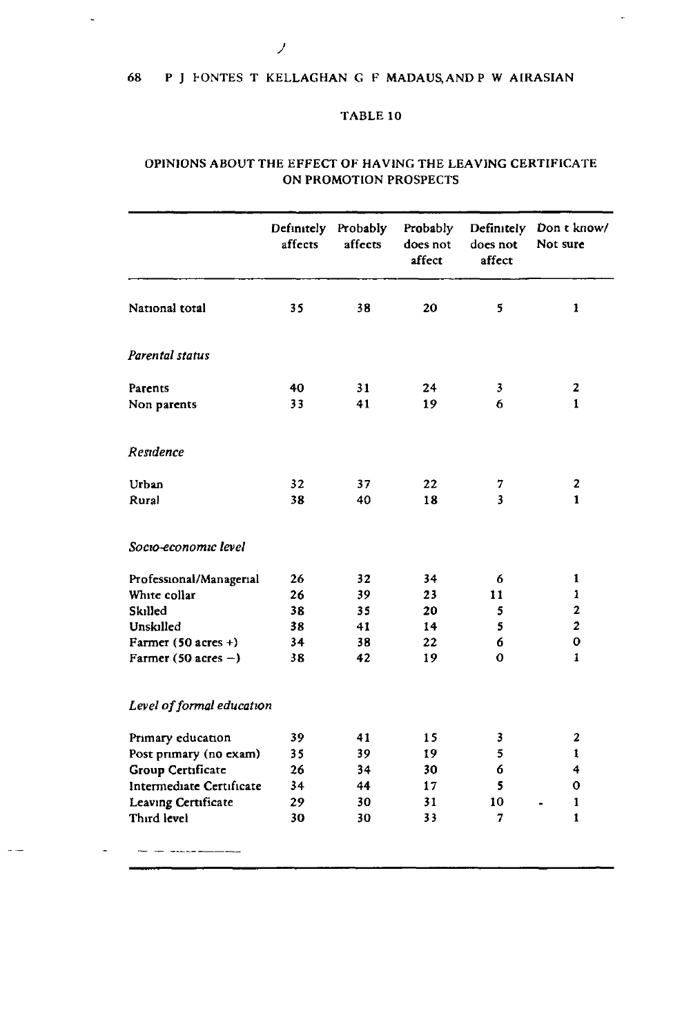TABLE 10

OPINIONS ABOUT THE EFFECT OF HAVING THE LEAVING CERTIFICATE ON PROMOTION PROSPECTS

| | Definitely affects | Probably affects | Probably does not affect | Definitely does not affect | Don t know/ Not sure |
|---|---|---|---|---|---|
| National total | 35 | 38 | 20 | 5 | 1 |
| *Parental status* | | | | | |
| Parents | 40 | 31 | 24 | 3 | 2 |
| Non parents | 33 | 41 | 19 | 6 | 1 |
| *Residence* | | | | | |
| Urban | 32 | 37 | 22 | 7 | 2 |
| Rural | 38 | 40 | 18 | 3 | 1 |
| *Socio-economic level* | | | | | |
| Professional/Managerial | 26 | 32 | 34 | 6 | 1 |
| White collar | 26 | 39 | 23 | 11 | 1 |
| Skilled | 38 | 35 | 20 | 5 | 2 |
| Unskilled | 38 | 41 | 14 | 5 | 2 |
| Farmer (50 acres +) | 34 | 38 | 22 | 6 | 0 |
| Farmer (50 acres −) | 38 | 42 | 19 | 0 | 1 |
| *Level of formal education* | | | | | |
| Primary education | 39 | 41 | 15 | 3 | 2 |
| Post primary (no exam) | 35 | 39 | 19 | 5 | 1 |
| Group Certificate | 26 | 34 | 30 | 6 | 4 |
| Intermediate Certificate | 34 | 44 | 17 | 5 | 0 |
| Leaving Certificate | 29 | 30 | 31 | 10 | 1 |
| Third level | 30 | 30 | 33 | 7 | 1 |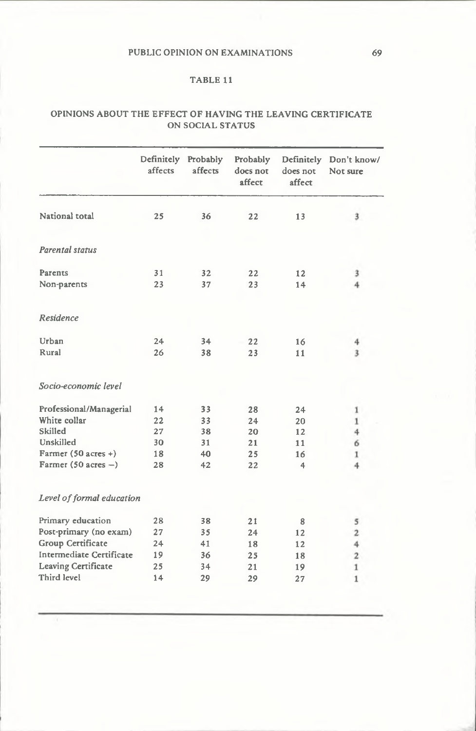## TABLE 11

### OPINIONS ABOUT THE EFFECT OF HAVING THE LEAVING CERTIFICATE ON SOCIAL STATUS

| | Definitely affects | Probably affects | Probably does not affect | Definitely does not affect | Don't know/ Not sure |
|---|---|---|---|---|---|
| National total | 25 | 36 | 22 | 13 | 3 |
| *Parental status* | | | | | |
| Parents | 31 | 32 | 22 | 12 | 3 |
| Non-parents | 23 | 37 | 23 | 14 | 4 |
| *Residence* | | | | | |
| Urban | 24 | 34 | 22 | 16 | 4 |
| Rural | 26 | 38 | 23 | 11 | 3 |
| *Socio-economic level* | | | | | |
| Professional/Managerial | 14 | 33 | 28 | 24 | 1 |
| White collar | 22 | 33 | 24 | 20 | 1 |
| Skilled | 27 | 38 | 20 | 12 | 4 |
| Unskilled | 30 | 31 | 21 | 11 | 6 |
| Farmer (50 acres +) | 18 | 40 | 25 | 16 | 1 |
| Farmer (50 acres −) | 28 | 42 | 22 | 4 | 4 |
| *Level of formal education* | | | | | |
| Primary education | 28 | 38 | 21 | 8 | 5 |
| Post-primary (no exam) | 27 | 35 | 24 | 12 | 2 |
| Group Certificate | 24 | 41 | 18 | 12 | 4 |
| Intermediate Certificate | 19 | 36 | 25 | 18 | 2 |
| Leaving Certificate | 25 | 34 | 21 | 19 | 1 |
| Third level | 14 | 29 | 29 | 27 | 1 |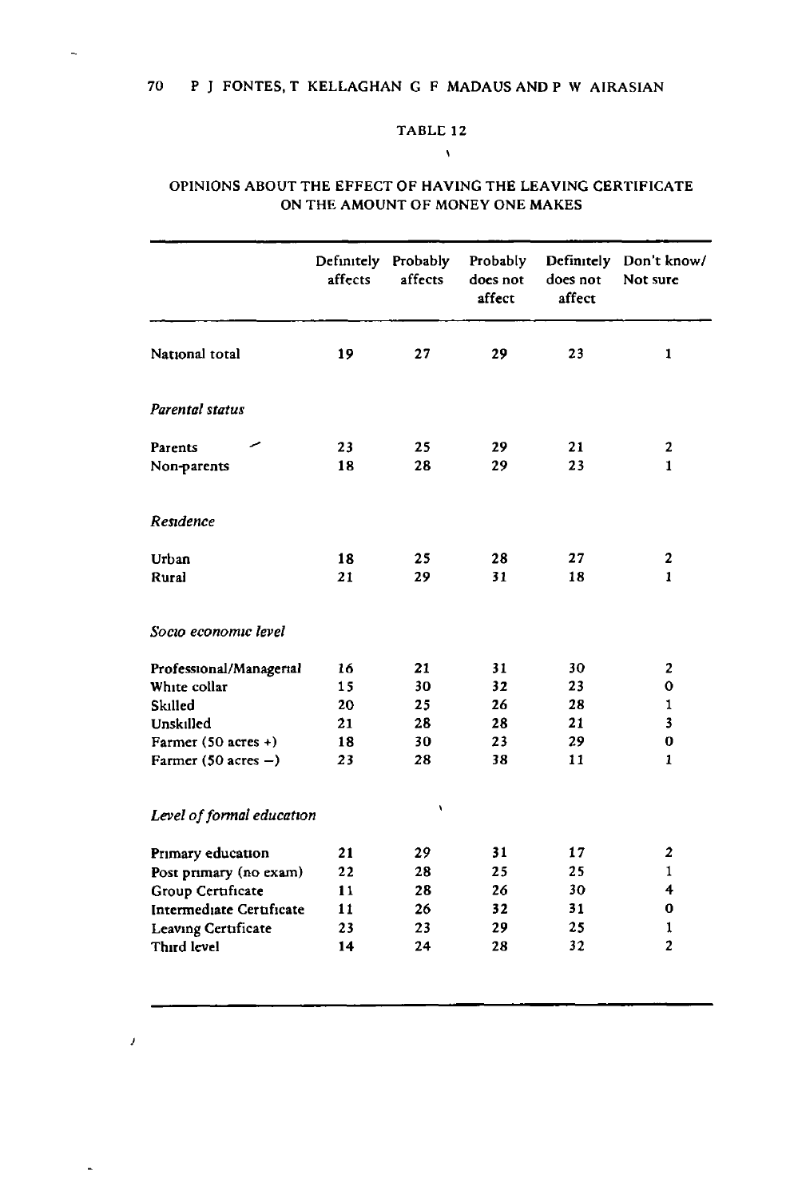TABLE 12

OPINIONS ABOUT THE EFFECT OF HAVING THE LEAVING CERTIFICATE ON THE AMOUNT OF MONEY ONE MAKES

| | Definitely affects | Probably affects | Probably does not affect | Definitely does not affect | Don't know/ Not sure |
|---|---|---|---|---|---|
| National total | 19 | 27 | 29 | 23 | 1 |
| *Parental status* | | | | | |
| Parents | 23 | 25 | 29 | 21 | 2 |
| Non-parents | 18 | 28 | 29 | 23 | 1 |
| *Residence* | | | | | |
| Urban | 18 | 25 | 28 | 27 | 2 |
| Rural | 21 | 29 | 31 | 18 | 1 |
| *Socio economic level* | | | | | |
| Professional/Managerial | 16 | 21 | 31 | 30 | 2 |
| White collar | 15 | 30 | 32 | 23 | 0 |
| Skilled | 20 | 25 | 26 | 28 | 1 |
| Unskilled | 21 | 28 | 28 | 21 | 3 |
| Farmer (50 acres +) | 18 | 30 | 23 | 29 | 0 |
| Farmer (50 acres −) | 23 | 28 | 38 | 11 | 1 |
| *Level of formal education* | | | | | |
| Primary education | 21 | 29 | 31 | 17 | 2 |
| Post primary (no exam) | 22 | 28 | 25 | 25 | 1 |
| Group Certificate | 11 | 28 | 26 | 30 | 4 |
| Intermediate Certificate | 11 | 26 | 32 | 31 | 0 |
| Leaving Certificate | 23 | 23 | 29 | 25 | 1 |
| Third level | 14 | 24 | 28 | 32 | 2 |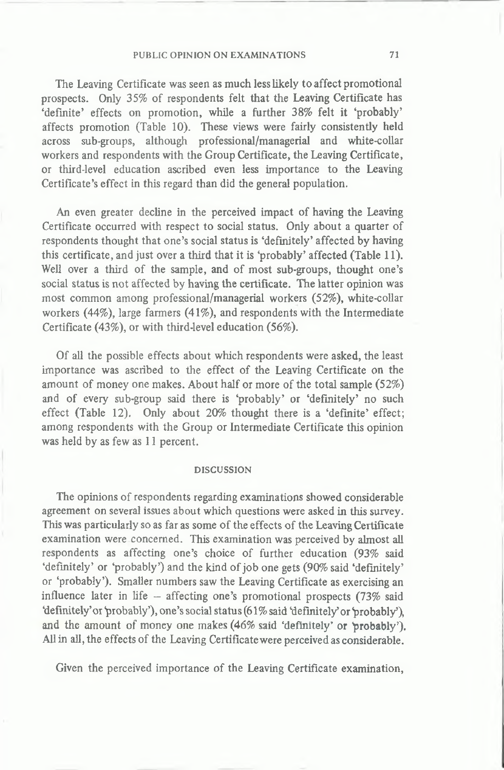The Leaving Certificate was seen as much less likely to affect promotional prospects. Only 35% of respondents felt that the Leaving Certificate has 'definite' effects on promotion, while a further 38% felt it 'probably' affects promotion (Table 10). These views were fairly consistently held across sub-groups, although professional/managerial and white-collar workers and respondents with the Group Certificate, the Leaving Certificate, or third-level education ascribed even less importance to the Leaving Certificate's effect in this regard than did the general population.

An even greater decline in the perceived impact of having the Leaving Certificate occurred with respect to social status. Only about a quarter of respondents thought that one's social status is 'definitely' affected by having this certificate, and just over a third that it is 'probably' affected (Table 11). Well over a third of the sample, and of most sub-groups, thought one's social status is not affected by having the certificate. The latter opinion was most common among professional/managerial workers (52%), white-collar workers (44%), large farmers (41%), and respondents with the Intermediate Certificate (43%), or with third-level education (56%).

Of all the possible effects about which respondents were asked, the least importance was ascribed to the effect of the Leaving Certificate on the amount of money one makes. About half or more of the total sample (52%) and of every sub-group said there is 'probably' or 'definitely' no such effect (Table 12). Only about 20% thought there is a 'definite' effect; among respondents with the Group or Intermediate Certificate this opinion was held by as few as 11 percent.

## DISCUSSION

The opinions of respondents regarding examinations showed considerable agreement on several issues about which questions were asked in this survey. This was particularly so as far as some of the effects of the Leaving Certificate examination were concerned. This examination was perceived by almost all respondents as affecting one's choice of further education (93% said 'definitely' or 'probably') and the kind of job one gets (90% said 'definitely' or 'probably'). Smaller numbers saw the Leaving Certificate as exercising an influence later in life – affecting one's promotional prospects (73% said 'definitely' or 'probably'), one's social status (61% said 'definitely' or 'probably'), and the amount of money one makes (46% said 'definitely' or 'probably'). All in all, the effects of the Leaving Certificate were perceived as considerable.

Given the perceived importance of the Leaving Certificate examination,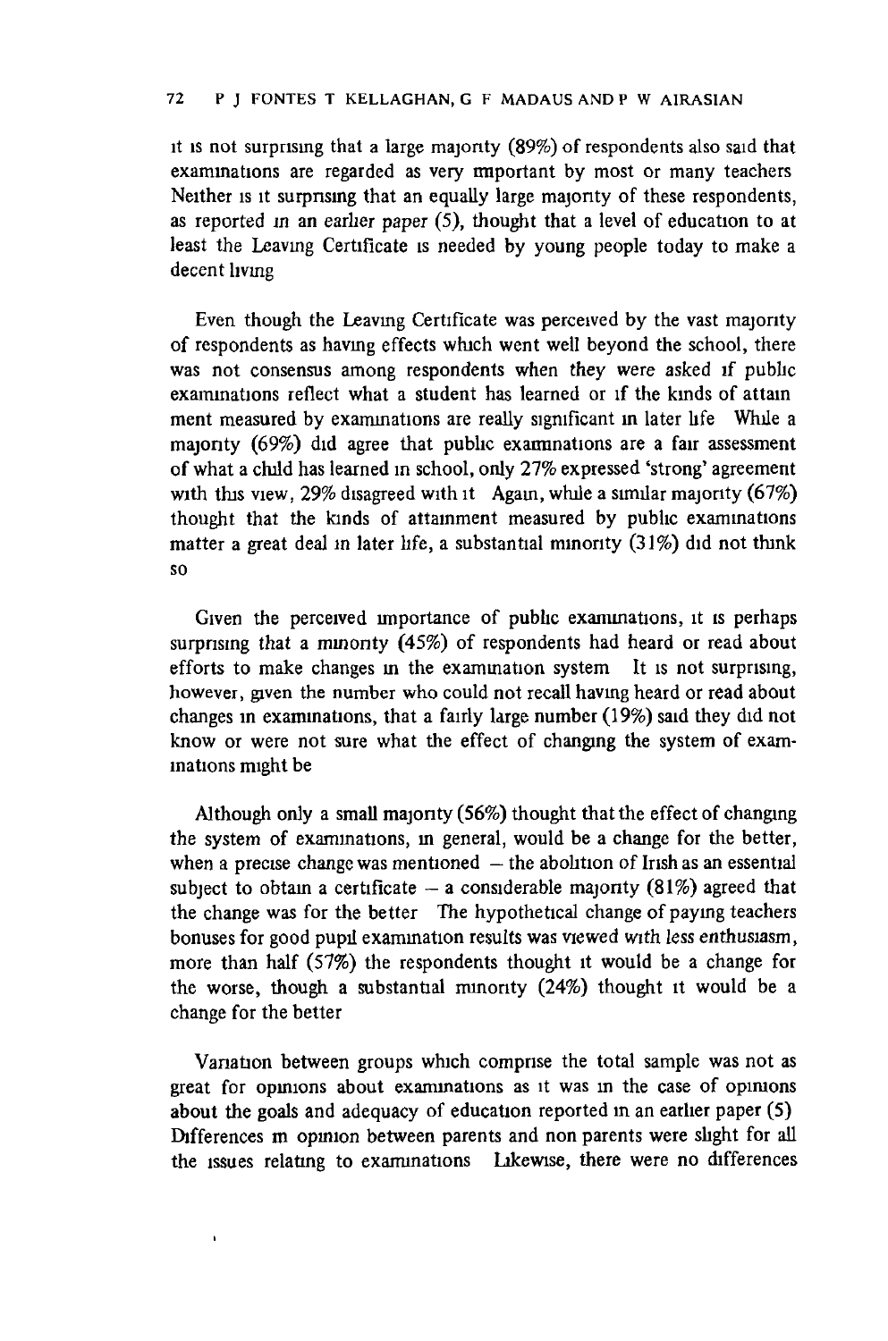it is not surprising that a large majority (89%) of respondents also said that examinations are regarded as very important by most or many teachers Neither is it surprising that an equally large majority of these respondents, as reported in an earlier paper (5), thought that a level of education to at least the Leaving Certificate is needed by young people today to make a decent living

Even though the Leaving Certificate was perceived by the vast majority of respondents as having effects which went well beyond the school, there was not consensus among respondents when they were asked if public examinations reflect what a student has learned or if the kinds of attainment measured by examinations are really significant in later life While a majority (69%) did agree that public examinations are a fair assessment of what a child has learned in school, only 27% expressed 'strong' agreement with this view, 29% disagreed with it Again, while a similar majority (67%) thought that the kinds of attainment measured by public examinations matter a great deal in later life, a substantial minority (31%) did not think so

Given the perceived importance of public examinations, it is perhaps surprising that a minority (45%) of respondents had heard or read about efforts to make changes in the examination system It is not surprising, however, given the number who could not recall having heard or read about changes in examinations, that a fairly large number (19%) said they did not know or were not sure what the effect of changing the system of examinations might be

Although only a small majority (56%) thought that the effect of changing the system of examinations, in general, would be a change for the better, when a precise change was mentioned – the abolition of Irish as an essential subject to obtain a certificate – a considerable majority (81%) agreed that the change was for the better The hypothetical change of paying teachers bonuses for good pupil examination results was viewed with less enthusiasm, more than half (57%) the respondents thought it would be a change for the worse, though a substantial minority (24%) thought it would be a change for the better

Variation between groups which comprise the total sample was not as great for opinions about examinations as it was in the case of opinions about the goals and adequacy of education reported in an earlier paper (5) Differences in opinion between parents and non parents were slight for all the issues relating to examinations Likewise, there were no differences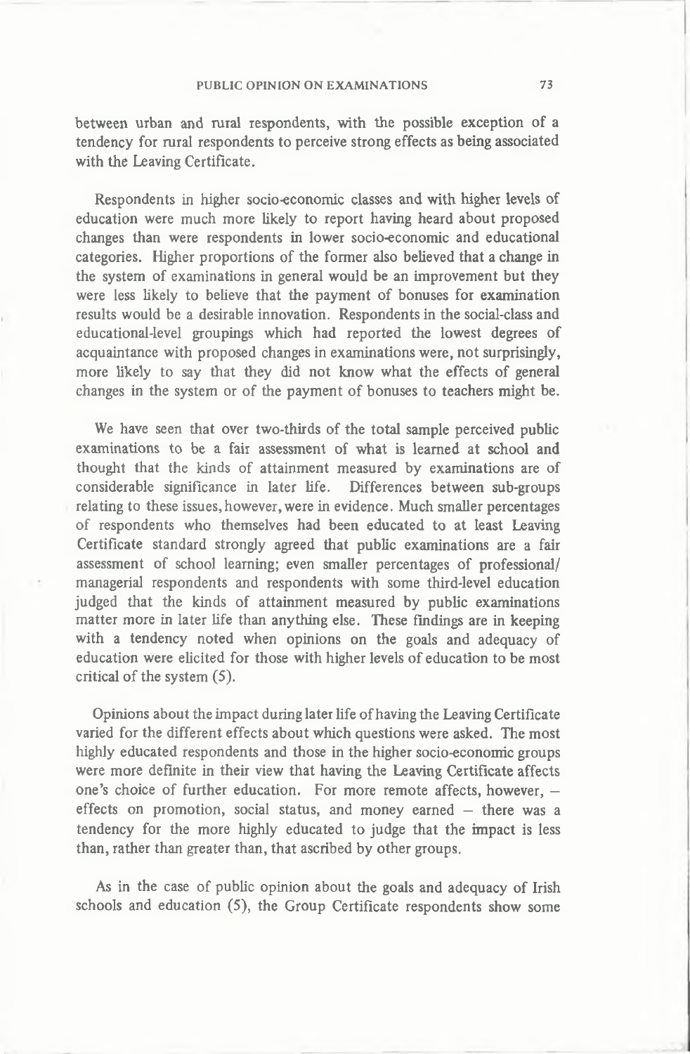between urban and rural respondents, with the possible exception of a tendency for rural respondents to perceive strong effects as being associated with the Leaving Certificate.

Respondents in higher socio-economic classes and with higher levels of education were much more likely to report having heard about proposed changes than were respondents in lower socio-economic and educational categories. Higher proportions of the former also believed that a change in the system of examinations in general would be an improvement but they were less likely to believe that the payment of bonuses for examination results would be a desirable innovation. Respondents in the social-class and educational-level groupings which had reported the lowest degrees of acquaintance with proposed changes in examinations were, not surprisingly, more likely to say that they did not know what the effects of general changes in the system or of the payment of bonuses to teachers might be.

We have seen that over two-thirds of the total sample perceived public examinations to be a fair assessment of what is learned at school and thought that the kinds of attainment measured by examinations are of considerable significance in later life. Differences between sub-groups relating to these issues, however, were in evidence. Much smaller percentages of respondents who themselves had been educated to at least Leaving Certificate standard strongly agreed that public examinations are a fair assessment of school learning; even smaller percentages of professional/managerial respondents and respondents with some third-level education judged that the kinds of attainment measured by public examinations matter more in later life than anything else. These findings are in keeping with a tendency noted when opinions on the goals and adequacy of education were elicited for those with higher levels of education to be most critical of the system (5).

Opinions about the impact during later life of having the Leaving Certificate varied for the different effects about which questions were asked. The most highly educated respondents and those in the higher socio-economic groups were more definite in their view that having the Leaving Certificate affects one's choice of further education. For more remote affects, however, – effects on promotion, social status, and money earned – there was a tendency for the more highly educated to judge that the impact is less than, rather than greater than, that ascribed by other groups.

As in the case of public opinion about the goals and adequacy of Irish schools and education (5), the Group Certificate respondents show some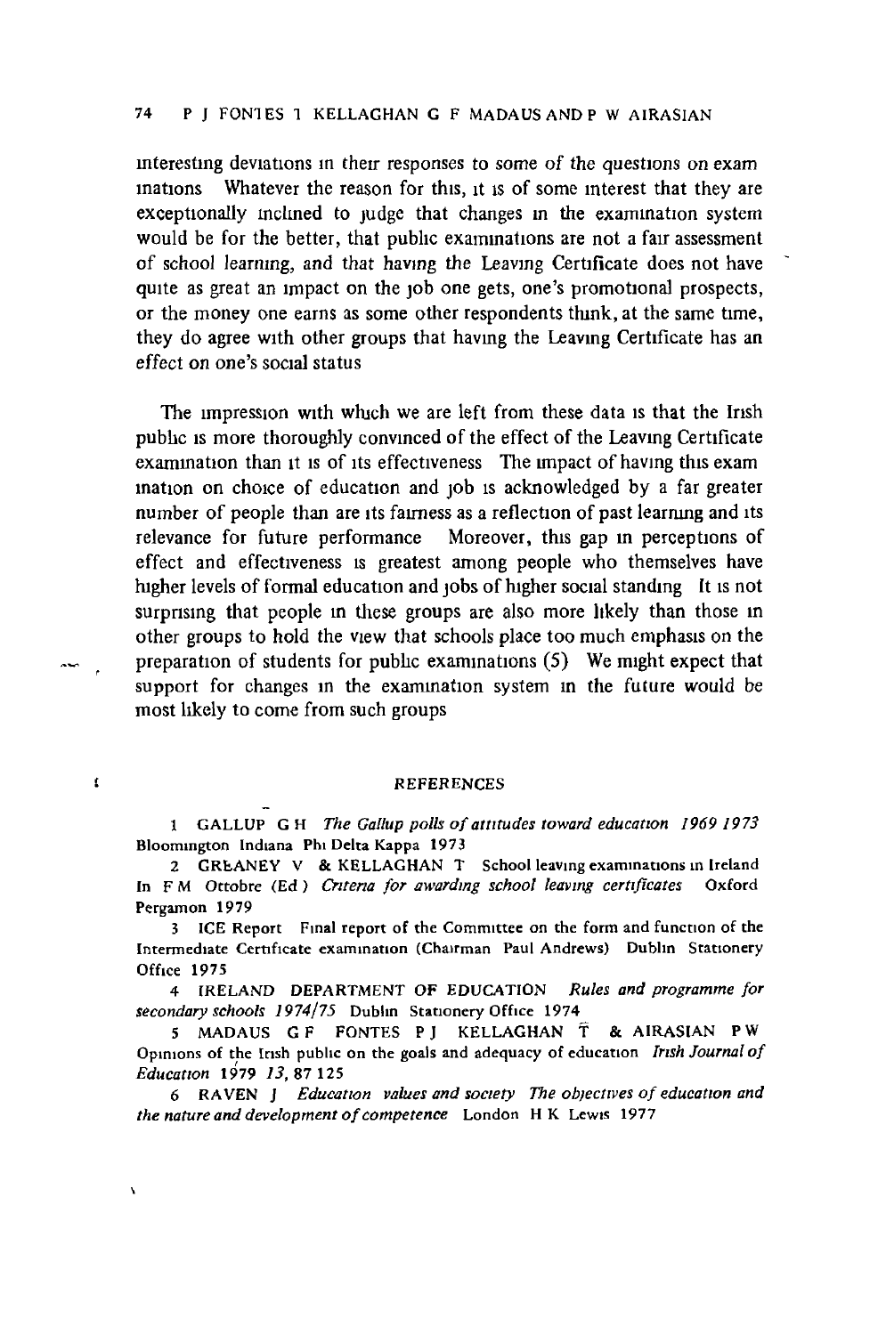interesting deviations in their responses to some of the questions on examinations Whatever the reason for this, it is of some interest that they are exceptionally inclined to judge that changes in the examination system would be for the better, that public examinations are not a fair assessment of school learning, and that having the Leaving Certificate does not have quite as great an impact on the job one gets, one's promotional prospects, or the money one earns as some other respondents think, at the same time, they do agree with other groups that having the Leaving Certificate has an effect on one's social status

The impression with which we are left from these data is that the Irish public is more thoroughly convinced of the effect of the Leaving Certificate examination than it is of its effectiveness The impact of having this examination on choice of education and job is acknowledged by a far greater number of people than are its fairness as a reflection of past learning and its relevance for future performance Moreover, this gap in perceptions of effect and effectiveness is greatest among people who themselves have higher levels of formal education and jobs of higher social standing It is not surprising that people in these groups are also more likely than those in other groups to hold the view that schools place too much emphasis on the preparation of students for public examinations (5) We might expect that support for changes in the examination system in the future would be most likely to come from such groups

## REFERENCES

1 GALLUP G H *The Gallup polls of attitudes toward education 1969 1973* Bloomington Indiana Phi Delta Kappa 1973

2 GREANEY V & KELLAGHAN T School leaving examinations in Ireland In F M Ottobre (Ed ) *Criteria for awarding school leaving certificates* Oxford Pergamon 1979

3 ICE Report Final report of the Committee on the form and function of the Intermediate Certificate examination (Chairman Paul Andrews) Dublin Stationery Office 1975

4 IRELAND DEPARTMENT OF EDUCATION *Rules and programme for secondary schools 1974/75* Dublin Stationery Office 1974

5 MADAUS G F FONTES P J KELLAGHAN T & AIRASIAN P W Opinions of the Irish public on the goals and adequacy of education *Irish Journal of Education* 1979 *13*, 87 125

6 RAVEN J *Education values and society The objectives of education and the nature and development of competence* London H K Lewis 1977